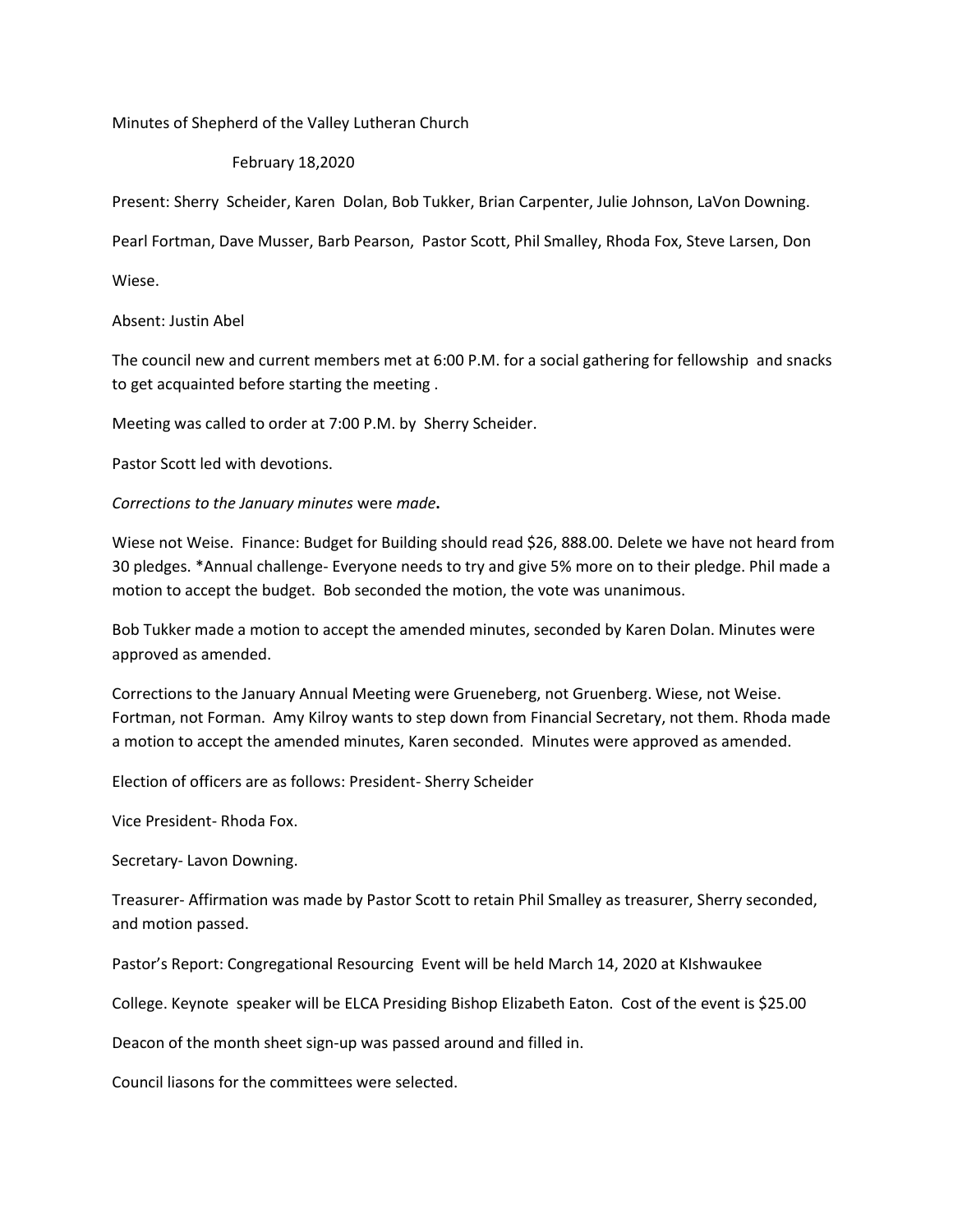Minutes of Shepherd of the Valley Lutheran Church

February 18,2020

Present: Sherry Scheider, Karen Dolan, Bob Tukker, Brian Carpenter, Julie Johnson, LaVon Downing.

Pearl Fortman, Dave Musser, Barb Pearson, Pastor Scott, Phil Smalley, Rhoda Fox, Steve Larsen, Don Wiese.

Absent: Justin Abel

The council new and current members met at 6:00 P.M. for a social gathering for fellowship and snacks to get acquainted before starting the meeting .

Meeting was called to order at 7:00 P.M. by Sherry Scheider.

Pastor Scott led with devotions.

*Corrections to the January minutes* were *made***.**

Wiese not Weise. Finance: Budget for Building should read $26, 888.00. Delete we have not heard from 30 pledges. *Annual challenge- Everyone needs to try and give 5% more on to their pledge. Phil made a motion to accept the budget. Bob seconded the motion, the vote was unanimous.

Bob Tukker made a motion to accept the amended minutes, seconded by Karen Dolan. Minutes were approved as amended.

Corrections to the January Annual Meeting were Grueneberg, not Gruenberg. Wiese, not Weise. Fortman, not Forman. Amy Kilroy wants to step down from Financial Secretary, not them. Rhoda made a motion to accept the amended minutes, Karen seconded. Minutes were approved as amended.

Election of officers are as follows: President- Sherry Scheider

Vice President- Rhoda Fox.

Secretary- Lavon Downing.

Treasurer- Affirmation was made by Pastor Scott to retain Phil Smalley as treasurer, Sherry seconded, and motion passed.

Pastor's Report: Congregational Resourcing Event will be held March 14, 2020 at KIshwaukee College. Keynote speaker will be ELCA Presiding Bishop Elizabeth Eaton. Cost of the event is $25.00

Deacon of the month sheet sign-up was passed around and filled in.

Council liasons for the committees were selected.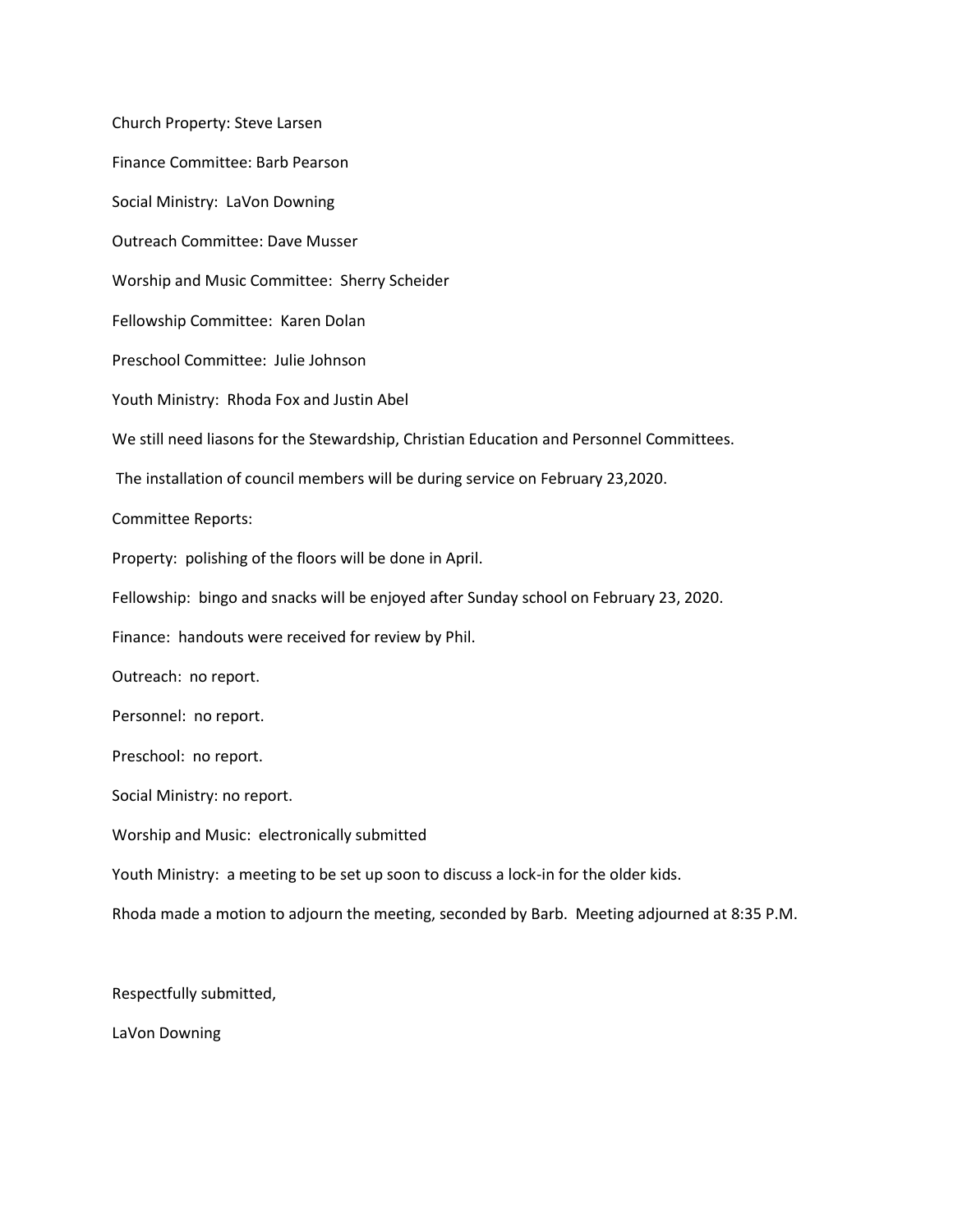Church Property: Steve Larsen

Finance Committee: Barb Pearson

Social Ministry: LaVon Downing

Outreach Committee: Dave Musser

Worship and Music Committee: Sherry Scheider

Fellowship Committee: Karen Dolan

Preschool Committee: Julie Johnson

Youth Ministry: Rhoda Fox and Justin Abel

We still need liasons for the Stewardship, Christian Education and Personnel Committees.

The installation of council members will be during service on February 23,2020.

Committee Reports:

Property: polishing of the floors will be done in April.

Fellowship: bingo and snacks will be enjoyed after Sunday school on February 23, 2020.

Finance: handouts were received for review by Phil.

Outreach: no report.

Personnel: no report.

Preschool: no report.

Social Ministry: no report.

Worship and Music: electronically submitted

Youth Ministry: a meeting to be set up soon to discuss a lock-in for the older kids.

Rhoda made a motion to adjourn the meeting, seconded by Barb. Meeting adjourned at 8:35 P.M.

Respectfully submitted,

LaVon Downing